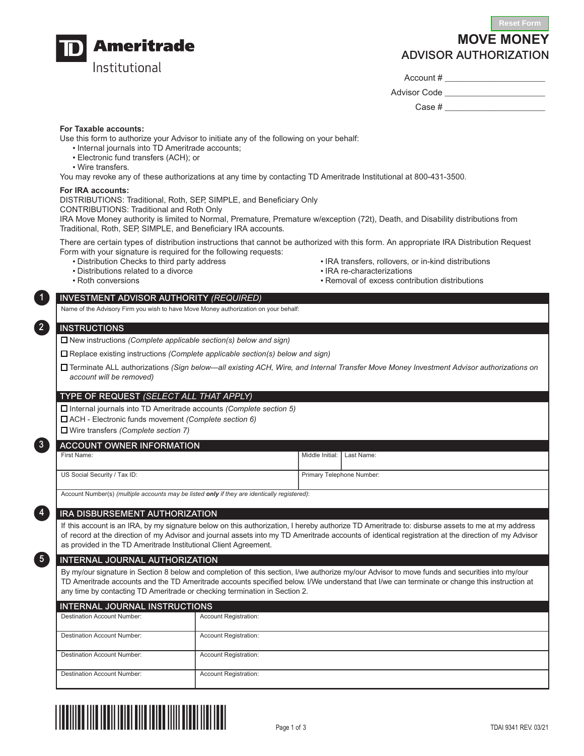Reset Form

TD Ameritrade Institutional

# MOVE MONEY
## ADVISOR AUTHORIZATION

Account # ____________________

Advisor Code ____________________

Case # ____________________

**For Taxable accounts:**

Use this form to authorize your Advisor to initiate any of the following on your behalf:

- Internal journals into TD Ameritrade accounts;
- Electronic fund transfers (ACH); or
- Wire transfers.

You may revoke any of these authorizations at any time by contacting TD Ameritrade Institutional at 800-431-3500.

**For IRA accounts:**

DISTRIBUTIONS: Traditional, Roth, SEP, SIMPLE, and Beneficiary Only

CONTRIBUTIONS: Traditional and Roth Only

IRA Move Money authority is limited to Normal, Premature, Premature w/exception (72t), Death, and Disability distributions from Traditional, Roth, SEP, SIMPLE, and Beneficiary IRA accounts.

There are certain types of distribution instructions that cannot be authorized with this form. An appropriate IRA Distribution Request Form with your signature is required for the following requests:

- Distribution Checks to third party address
- Distributions related to a divorce
- Roth conversions
- IRA transfers, rollovers, or in-kind distributions
- IRA re-characterizations
- Removal of excess contribution distributions

## 1 INVESTMENT ADVISOR AUTHORITY *(REQUIRED)*

Name of the Advisory Firm you wish to have Move Money authorization on your behalf:

## 2 INSTRUCTIONS

☐ New instructions *(Complete applicable section(s) below and sign)*

☐ Replace existing instructions *(Complete applicable section(s) below and sign)*

☐ Terminate ALL authorizations *(Sign below—all existing ACH, Wire, and Internal Transfer Move Money Investment Advisor authorizations on account will be removed)*

### TYPE OF REQUEST *(SELECT ALL THAT APPLY)*

☐ Internal journals into TD Ameritrade accounts *(Complete section 5)*

☐ ACH - Electronic funds movement *(Complete section 6)*

☐ Wire transfers *(Complete section 7)*

## 3 ACCOUNT OWNER INFORMATION

| First Name: | Middle Initial: | Last Name: |
|---|---|---|
| US Social Security / Tax ID: | Primary Telephone Number: | |

Account Number(s) *(multiple accounts may be listed **only** if they are identically registered)*:

## 4 IRA DISBURSEMENT AUTHORIZATION

If this account is an IRA, by my signature below on this authorization, I hereby authorize TD Ameritrade to: disburse assets to me at my address of record at the direction of my Advisor and journal assets into my TD Ameritrade accounts of identical registration at the direction of my Advisor as provided in the TD Ameritrade Institutional Client Agreement.

## 5 INTERNAL JOURNAL AUTHORIZATION

By my/our signature in Section 8 below and completion of this section, I/we authorize my/our Advisor to move funds and securities into my/our TD Ameritrade accounts and the TD Ameritrade accounts specified below. I/We understand that I/we can terminate or change this instruction at any time by contacting TD Ameritrade or checking termination in Section 2.

### INTERNAL JOURNAL INSTRUCTIONS

| Destination Account Number: | Account Registration: |
|---|---|
| Destination Account Number: | Account Registration: |
| Destination Account Number: | Account Registration: |
| Destination Account Number: | Account Registration: |

TDAI 9341 REV. 03/21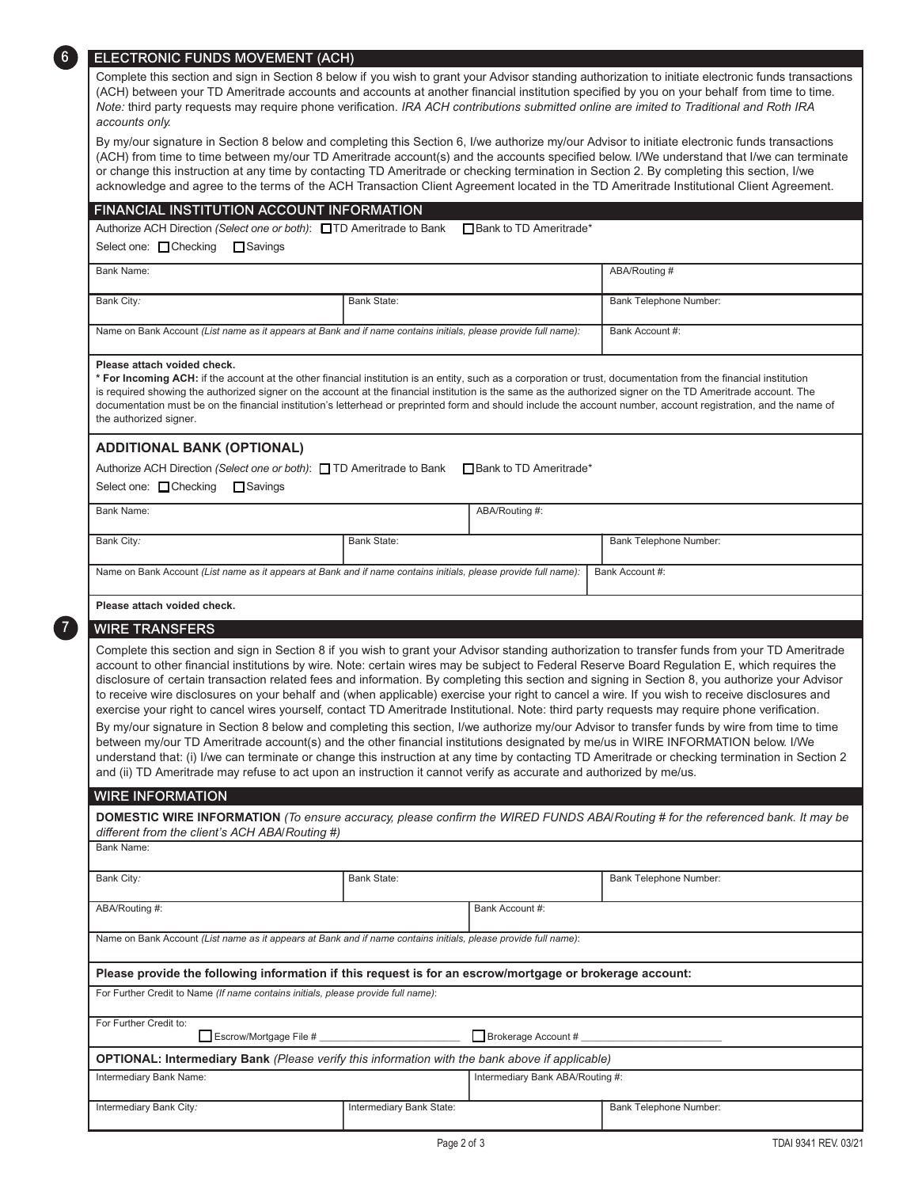## 6 ELECTRONIC FUNDS MOVEMENT (ACH)

Complete this section and sign in Section 8 below if you wish to grant your Advisor standing authorization to initiate electronic funds transactions (ACH) between your TD Ameritrade accounts and accounts at another financial institution specified by you on your behalf from time to time. *Note:* third party requests may require phone verification. *IRA ACH contributions submitted online are imited to Traditional and Roth IRA accounts only.*

By my/our signature in Section 8 below and completing this Section 6, I/we authorize my/our Advisor to initiate electronic funds transactions (ACH) from time to time between my/our TD Ameritrade account(s) and the accounts specified below. I/We understand that I/we can terminate or change this instruction at any time by contacting TD Ameritrade or checking termination in Section 2. By completing this section, I/we acknowledge and agree to the terms of the ACH Transaction Client Agreement located in the TD Ameritrade Institutional Client Agreement.

### FINANCIAL INSTITUTION ACCOUNT INFORMATION

Authorize ACH Direction *(Select one or both)*: ☐ TD Ameritrade to Bank ☐ Bank to TD Ameritrade*

Select one: ☐ Checking ☐ Savings

| Bank Name: | | ABA/Routing # |
|---|---|---|
| Bank City: | Bank State: | Bank Telephone Number: |
| Name on Bank Account *(List name as it appears at Bank and if name contains initials, please provide full name)*: | | Bank Account #: |

**Please attach voided check.**

**\* For Incoming ACH:** if the account at the other financial institution is an entity, such as a corporation or trust, documentation from the financial institution is required showing the authorized signer on the account at the financial institution is the same as the authorized signer on the TD Ameritrade account. The documentation must be on the financial institution's letterhead or preprinted form and should include the account number, account registration, and the name of the authorized signer.

### ADDITIONAL BANK (OPTIONAL)

Authorize ACH Direction *(Select one or both)*: ☐ TD Ameritrade to Bank ☐ Bank to TD Ameritrade*

Select one: ☐ Checking ☐ Savings

| Bank Name: | ABA/Routing #: | |
|---|---|---|
| Bank City: | Bank State: | Bank Telephone Number: |
| Name on Bank Account *(List name as it appears at Bank and if name contains initials, please provide full name)*: | | Bank Account #: |

**Please attach voided check.**

## 7 WIRE TRANSFERS

Complete this section and sign in Section 8 if you wish to grant your Advisor standing authorization to transfer funds from your TD Ameritrade account to other financial institutions by wire. Note: certain wires may be subject to Federal Reserve Board Regulation E, which requires the disclosure of certain transaction related fees and information. By completing this section and signing in Section 8, you authorize your Advisor to receive wire disclosures on your behalf and (when applicable) exercise your right to cancel a wire. If you wish to receive disclosures and exercise your right to cancel wires yourself, contact TD Ameritrade Institutional. Note: third party requests may require phone verification.

By my/our signature in Section 8 below and completing this section, I/we authorize my/our Advisor to transfer funds by wire from time to time between my/our TD Ameritrade account(s) and the other financial institutions designated by me/us in WIRE INFORMATION below. I/We understand that: (i) I/we can terminate or change this instruction at any time by contacting TD Ameritrade or checking termination in Section 2 and (ii) TD Ameritrade may refuse to act upon an instruction it cannot verify as accurate and authorized by me/us.

### WIRE INFORMATION

**DOMESTIC WIRE INFORMATION** *(To ensure accuracy, please confirm the WIRED FUNDS ABA/Routing # for the referenced bank. It may be different from the client's ACH ABA/Routing #)*

| Bank Name: | | |
|---|---|---|
| Bank City: | Bank State: | Bank Telephone Number: |
| ABA/Routing #: | Bank Account #: | |
| Name on Bank Account *(List name as it appears at Bank and if name contains initials, please provide full name)*: | | |

**Please provide the following information if this request is for an escrow/mortgage or brokerage account:**

For Further Credit to Name *(If name contains initials, please provide full name)*:

For Further Credit to: ☐ Escrow/Mortgage File # ________________ ☐ Brokerage Account # ________________

**OPTIONAL: Intermediary Bank** *(Please verify this information with the bank above if applicable)*

| Intermediary Bank Name: | Intermediary Bank ABA/Routing #: | |
|---|---|---|
| Intermediary Bank City: | Intermediary Bank State: | Bank Telephone Number: |

TDAI 9341 REV. 03/21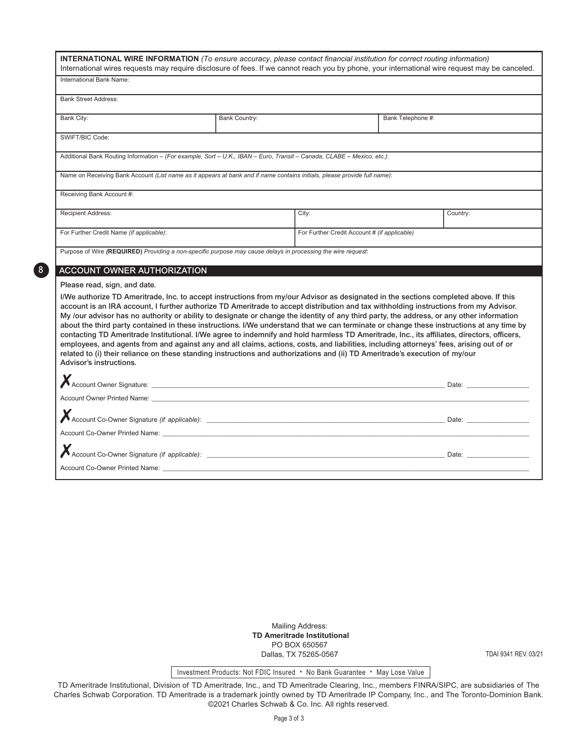**INTERNATIONAL WIRE INFORMATION** *(To ensure accuracy, please contact financial institution for correct routing information)*
International wires requests may require disclosure of fees. If we cannot reach you by phone, your international wire request may be canceled.

| | | |
|---|---|---|
| International Bank Name: | | |
| Bank Street Address: | | |
| Bank City: | Bank Country: | Bank Telephone #: |
| SWIFT/BIC Code: | | |
| Additional Bank Routing Information – *(For example, Sort – U.K., IBAN – Euro, Transit – Canada, CLABE – Mexico, etc.)*: | | |
| Name on Receiving Bank Account *(List name as it appears at bank and if name contains initials, please provide full name)*: | | |
| Receiving Bank Account #: | | |
| Recipient Address: | City: | Country: |
| For Further Credit Name *(if applicable)*: | For Further Credit Account # *(if applicable)* | |
| Purpose of Wire ***(REQUIRED)*** *Providing a non-specific purpose may cause delays in processing the wire request*: | | |

## 8 ACCOUNT OWNER AUTHORIZATION

**Please read, sign, and date.**

**I/We authorize TD Ameritrade, Inc. to accept instructions from my/our Advisor as designated in the sections completed above. If this account is an IRA account, I further authorize TD Ameritrade to accept distribution and tax withholding instructions from my Advisor. My /our advisor has no authority or ability to designate or change the identity of any third party, the address, or any other information about the third party contained in these instructions. I/We understand that we can terminate or change these instructions at any time by contacting TD Ameritrade Institutional. I/We agree to indemnify and hold harmless TD Ameritrade, Inc., its affiliates, directors, officers, employees, and agents from and against any and all claims, actions, costs, and liabilities, including attorneys' fees, arising out of or related to (i) their reliance on these standing instructions and authorizations and (ii) TD Ameritrade's execution of my/our Advisor's instructions.**

✗ Account Owner Signature: ______________________________ Date: ______________

Account Owner Printed Name: ______________________________

✗ Account Co-Owner Signature *(if applicable)*: ______________________________ Date: ______________

Account Co-Owner Printed Name: ______________________________

✗ Account Co-Owner Signature *(if applicable)*: ______________________________ Date: ______________

Account Co-Owner Printed Name: ______________________________

Mailing Address:
**TD Ameritrade Institutional**
PO BOX 650567
Dallas, TX 75265-0567

TDAI 9341 REV. 03/21

Investment Products: Not FDIC Insured • No Bank Guarantee • May Lose Value

TD Ameritrade Institutional, Division of TD Ameritrade, Inc., and TD Ameritrade Clearing, Inc., members FINRA/SIPC, are subsidiaries of The Charles Schwab Corporation. TD Ameritrade is a trademark jointly owned by TD Ameritrade IP Company, Inc., and The Toronto-Dominion Bank. ©2021 Charles Schwab & Co. Inc. All rights reserved.